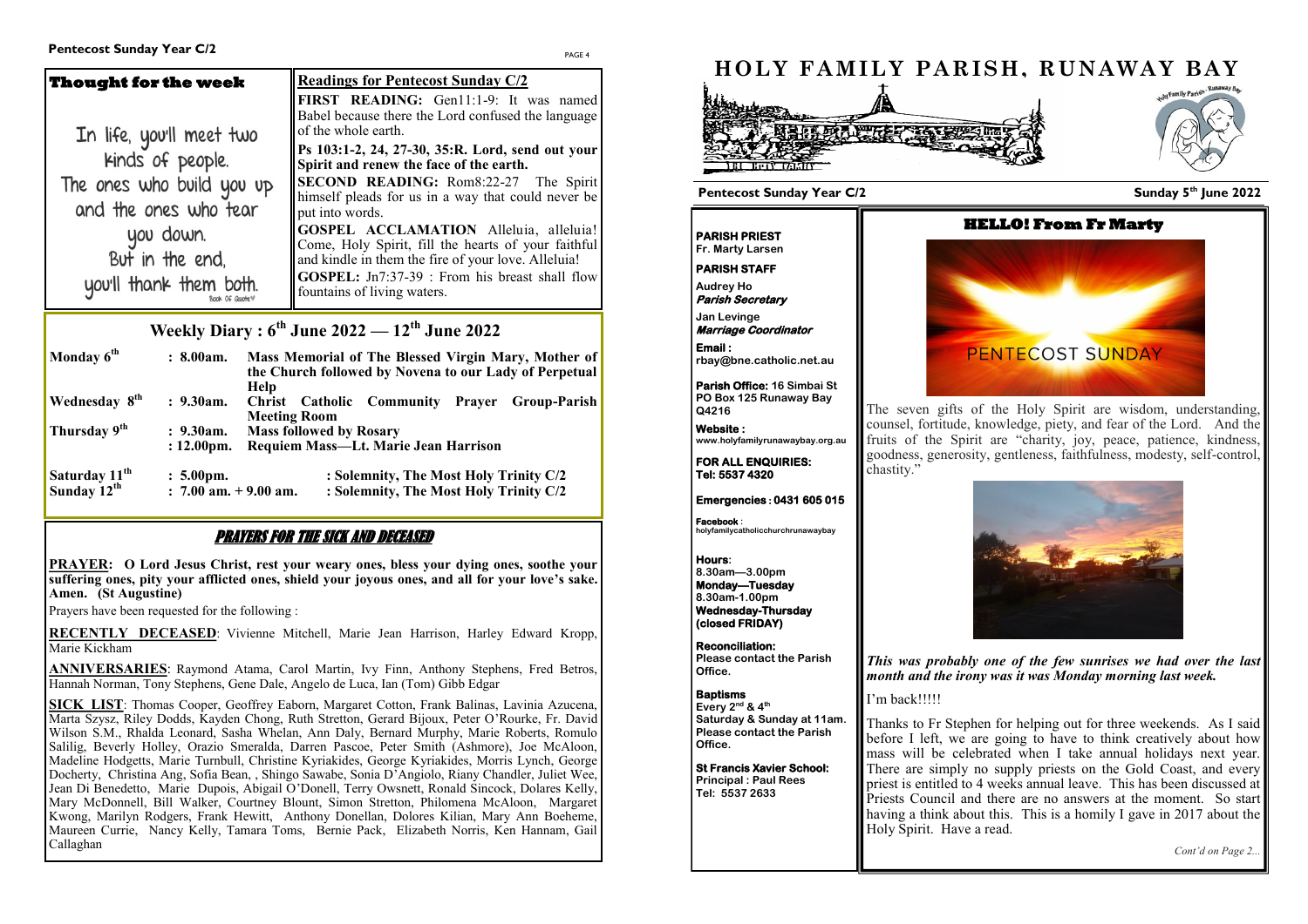## Thought for the week

In life, you'll meet two kinds of people. The ones who build you up and the ones who tear you down. But in the end, you'll thank them both.

Book Of Quotes

## Readings for Pentecost Sunday C/2

**FIRST READING:** Gen11:1-9: It was named Babel because there the Lord confused the language of the whole earth.

**Ps 103:1-2, 24, 27-30, 35:R. Lord, send out your Spirit and renew the face of the earth.**

**SECOND READING:** Rom8:22-27 The Spirit himself pleads for us in a way that could never be put into words.

**GOSPEL ACCLAMATION** Alleluia, alleluia! Come, Holy Spirit, fill the hearts of your faithful and kindle in them the fire of your love. Alleluia!

**GOSPEL:** Jn7:37-39 : From his breast shall flow fountains of living waters.

## Weekly Diary : 6th June 2022 — 12th June 2022

| | | |
|---|---|---|
| **Monday 6th** | **: 8.00am.** | **Mass Memorial of The Blessed Virgin Mary, Mother of the Church followed by Novena to our Lady of Perpetual Help** |
| **Wednesday 8th** | **: 9.30am.** | **Christ Catholic Community Prayer Group-Parish Meeting Room** |
| **Thursday 9th** | **: 9.30am.** | **Mass followed by Rosary** |
| | **: 12.00pm.** | **Requiem Mass—Lt. Marie Jean Harrison** |
| **Saturday 11th** | **: 5.00pm.** | **: Solemnity, The Most Holy Trinity C/2** |
| **Sunday 12th** | **: 7.00 am. + 9.00 am.** | **: Solemnity, The Most Holy Trinity C/2** |

## PRAYERS FOR THE SICK AND DECEASED

**PRAYER: O Lord Jesus Christ, rest your weary ones, bless your dying ones, soothe your suffering ones, pity your afflicted ones, shield your joyous ones, and all for your love's sake. Amen. (St Augustine)**

Prayers have been requested for the following :

**RECENTLY DECEASED**: Vivienne Mitchell, Marie Jean Harrison, Harley Edward Kropp, Marie Kickham

**ANNIVERSARIES**: Raymond Atama, Carol Martin, Ivy Finn, Anthony Stephens, Fred Betros, Hannah Norman, Tony Stephens, Gene Dale, Angelo de Luca, Ian (Tom) Gibb Edgar

**SICK LIST**: Thomas Cooper, Geoffrey Eaborn, Margaret Cotton, Frank Balinas, Lavinia Azucena, Marta Szysz, Riley Dodds, Kayden Chong, Ruth Stretton, Gerard Bijoux, Peter O'Rourke, Fr. David Wilson S.M., Rhalda Leonard, Sasha Whelan, Ann Daly, Bernard Murphy, Marie Roberts, Romulo Salilig, Beverly Holley, Orazio Smeralda, Darren Pascoe, Peter Smith (Ashmore), Joe McAloon, Madeline Hodgetts, Marie Turnbull, Christine Kyriakides, George Kyriakides, Morris Lynch, George Docherty, Christina Ang, Sofia Bean, , Shingo Sawabe, Sonia D'Angiolo, Riany Chandler, Juliet Wee, Jean Di Benedetto, Marie Dupois, Abigail O'Donell, Terry Owsnett, Ronald Sincock, Dolares Kelly, Mary McDonnell, Bill Walker, Courtney Blount, Simon Stretton, Philomena McAloon, Margaret Kwong, Marilyn Rodgers, Frank Hewitt, Anthony Donellan, Dolores Kilian, Mary Ann Boeheme, Maureen Currie, Nancy Kelly, Tamara Toms, Bernie Pack, Elizabeth Norris, Ken Hannam, Gail Callaghan

# HOLY FAMILY PARISH, RUNAWAY BAY

**Pentecost Sunday Year C/2** — **Sunday 5th June 2022**

**PARISH PRIEST**
**Fr. Marty Larsen**

**PARISH STAFF**

**Audrey Ho**
***Parish Secretary***

**Jan Levinge**
***Marriage Coordinator***

**Email :**
**rbay@bne.catholic.net.au**

**Parish Office: 16 Simbai St**
**PO Box 125 Runaway Bay**
**Q4216**

**Website :**
**www.holyfamilyrunawaybay.org.au**

**FOR ALL ENQUIRIES:**
**Tel: 5537 4320**

**Emergencies : 0431 605 015**

**Facebook :**
**holyfamilycatholicchurchrunawaybay**

**Hours:**
**8.30am—3.00pm**
**Monday—Tuesday**
**8.30am-1.00pm**
**Wednesday-Thursday**
**(closed FRIDAY)**

**Reconciliation:**
**Please contact the Parish Office.**

**Baptisms**
**Every 2nd & 4th**
**Saturday & Sunday at 11am.**
**Please contact the Parish Office.**

**St Francis Xavier School:**
**Principal : Paul Rees**
**Tel: 5537 2633**

## HELLO! From Fr Marty

PENTECOST SUNDAY

The seven gifts of the Holy Spirit are wisdom, understanding, counsel, fortitude, knowledge, piety, and fear of the Lord. And the fruits of the Spirit are "charity, joy, peace, patience, kindness, goodness, generosity, gentleness, faithfulness, modesty, self-control, chastity."

***This was probably one of the few sunrises we had over the last month and the irony was it was Monday morning last week.***

I'm back!!!!!

Thanks to Fr Stephen for helping out for three weekends. As I said before I left, we are going to have to think creatively about how mass will be celebrated when I take annual holidays next year. There are simply no supply priests on the Gold Coast, and every priest is entitled to 4 weeks annual leave. This has been discussed at Priests Council and there are no answers at the moment. So start having a think about this. This is a homily I gave in 2017 about the Holy Spirit. Have a read.

*Cont'd on Page 2...*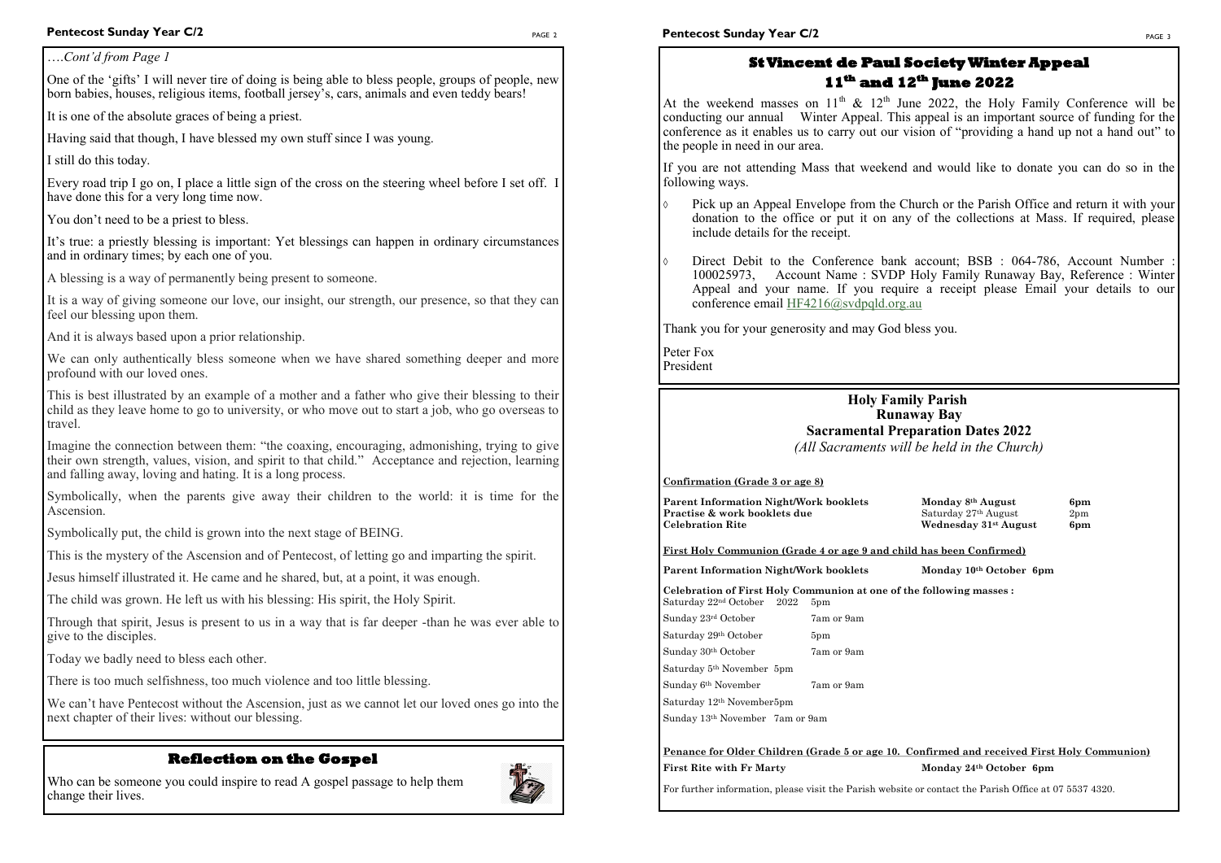*….Cont'd from Page 1*

One of the 'gifts' I will never tire of doing is being able to bless people, groups of people, new born babies, houses, religious items, football jersey's, cars, animals and even teddy bears!

It is one of the absolute graces of being a priest.

Having said that though, I have blessed my own stuff since I was young.

I still do this today.

Every road trip I go on, I place a little sign of the cross on the steering wheel before I set off. I have done this for a very long time now.

You don't need to be a priest to bless.

It's true: a priestly blessing is important: Yet blessings can happen in ordinary circumstances and in ordinary times; by each one of you.

A blessing is a way of permanently being present to someone.

It is a way of giving someone our love, our insight, our strength, our presence, so that they can feel our blessing upon them.

And it is always based upon a prior relationship.

We can only authentically bless someone when we have shared something deeper and more profound with our loved ones.

This is best illustrated by an example of a mother and a father who give their blessing to their child as they leave home to go to university, or who move out to start a job, who go overseas to travel.

Imagine the connection between them: "the coaxing, encouraging, admonishing, trying to give their own strength, values, vision, and spirit to that child." Acceptance and rejection, learning and falling away, loving and hating. It is a long process.

Symbolically, when the parents give away their children to the world: it is time for the Ascension.

Symbolically put, the child is grown into the next stage of BEING.

This is the mystery of the Ascension and of Pentecost, of letting go and imparting the spirit.

Jesus himself illustrated it. He came and he shared, but, at a point, it was enough.

The child was grown. He left us with his blessing: His spirit, the Holy Spirit.

Through that spirit, Jesus is present to us in a way that is far deeper -than he was ever able to give to the disciples.

Today we badly need to bless each other.

There is too much selfishness, too much violence and too little blessing.

We can't have Pentecost without the Ascension, just as we cannot let our loved ones go into the next chapter of their lives: without our blessing.

## Reflection on the Gospel

Who can be someone you could inspire to read A gospel passage to help them change their lives.

## St Vincent de Paul Society Winter Appeal 11th and 12th June 2022

At the weekend masses on 11th & 12th June 2022, the Holy Family Conference will be conducting our annual Winter Appeal. This appeal is an important source of funding for the conference as it enables us to carry out our vision of "providing a hand up not a hand out" to the people in need in our area.

If you are not attending Mass that weekend and would like to donate you can do so in the following ways.

- Pick up an Appeal Envelope from the Church or the Parish Office and return it with your donation to the office or put it on any of the collections at Mass. If required, please include details for the receipt.
- Direct Debit to the Conference bank account; BSB : 064-786, Account Number : 100025973, Account Name : SVDP Holy Family Runaway Bay, Reference : Winter Appeal and your name. If you require a receipt please Email your details to our conference email HF4216@svdpqld.org.au

Thank you for your generosity and may God bless you.

Peter Fox
President

## Holy Family Parish
## Runaway Bay
## Sacramental Preparation Dates 2022

*(All Sacraments will be held in the Church)*

**Confirmation (Grade 3 or age 8)**

| | | |
|---|---|---|
| **Parent Information Night/Work booklets** | **Monday 8th August** | **6pm** |
| **Practise & work booklets due** | Saturday 27th August | 2pm |
| **Celebration Rite** | **Wednesday 31st August** | **6pm** |

**First Holy Communion (Grade 4 or age 9 and child has been Confirmed)**

**Parent Information Night/Work booklets** **Monday 10th October 6pm**

**Celebration of First Holy Communion at one of the following masses :**

| | |
|---|---|
| Saturday 22nd October 2022 | 5pm |
| Sunday 23rd October | 7am or 9am |
| Saturday 29th October | 5pm |
| Sunday 30th October | 7am or 9am |
| Saturday 5th November | 5pm |
| Sunday 6th November | 7am or 9am |
| Saturday 12th November | 5pm |
| Sunday 13th November | 7am or 9am |

**Penance for Older Children (Grade 5 or age 10. Confirmed and received First Holy Communion)**

**First Rite with Fr Marty** **Monday 24th October 6pm**

For further information, please visit the Parish website or contact the Parish Office at 07 5537 4320.